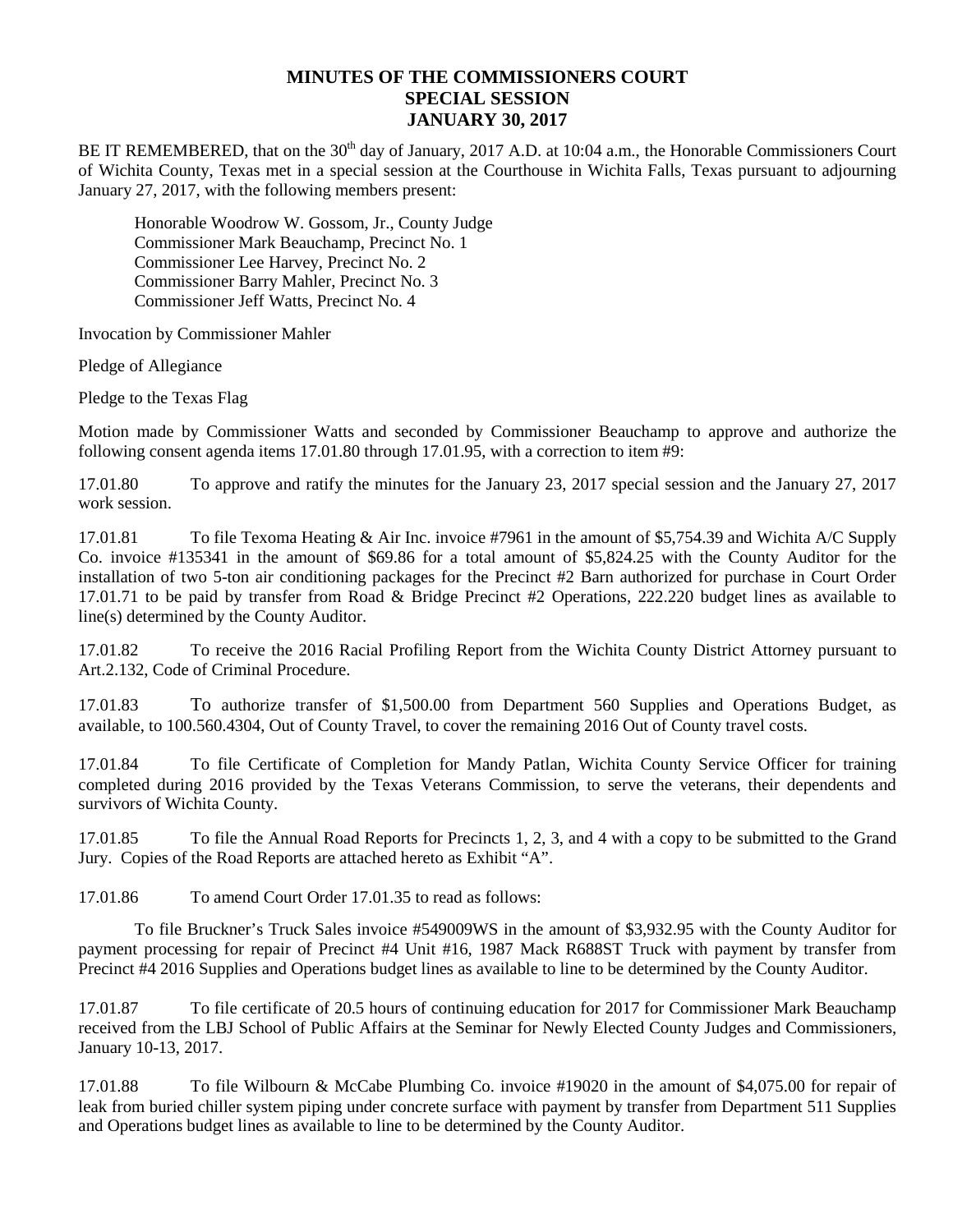# MINUTES OF THE COMMISSIONERS COURT
## SPECIAL SESSION
## JANUARY 30, 2017

BE IT REMEMBERED, that on the 30th day of January, 2017 A.D. at 10:04 a.m., the Honorable Commissioners Court of Wichita County, Texas met in a special session at the Courthouse in Wichita Falls, Texas pursuant to adjourning January 27, 2017, with the following members present:

Honorable Woodrow W. Gossom, Jr., County Judge
Commissioner Mark Beauchamp, Precinct No. 1
Commissioner Lee Harvey, Precinct No. 2
Commissioner Barry Mahler, Precinct No. 3
Commissioner Jeff Watts, Precinct No. 4

Invocation by Commissioner Mahler

Pledge of Allegiance

Pledge to the Texas Flag

Motion made by Commissioner Watts and seconded by Commissioner Beauchamp to approve and authorize the following consent agenda items 17.01.80 through 17.01.95, with a correction to item #9:

17.01.80 To approve and ratify the minutes for the January 23, 2017 special session and the January 27, 2017 work session.

17.01.81 To file Texoma Heating & Air Inc. invoice #7961 in the amount of $5,754.39 and Wichita A/C Supply Co. invoice #135341 in the amount of $69.86 for a total amount of $5,824.25 with the County Auditor for the installation of two 5-ton air conditioning packages for the Precinct #2 Barn authorized for purchase in Court Order 17.01.71 to be paid by transfer from Road & Bridge Precinct #2 Operations, 222.220 budget lines as available to line(s) determined by the County Auditor.

17.01.82 To receive the 2016 Racial Profiling Report from the Wichita County District Attorney pursuant to Art.2.132, Code of Criminal Procedure.

17.01.83 To authorize transfer of $1,500.00 from Department 560 Supplies and Operations Budget, as available, to 100.560.4304, Out of County Travel, to cover the remaining 2016 Out of County travel costs.

17.01.84 To file Certificate of Completion for Mandy Patlan, Wichita County Service Officer for training completed during 2016 provided by the Texas Veterans Commission, to serve the veterans, their dependents and survivors of Wichita County.

17.01.85 To file the Annual Road Reports for Precincts 1, 2, 3, and 4 with a copy to be submitted to the Grand Jury. Copies of the Road Reports are attached hereto as Exhibit "A".

17.01.86 To amend Court Order 17.01.35 to read as follows:

To file Bruckner's Truck Sales invoice #549009WS in the amount of $3,932.95 with the County Auditor for payment processing for repair of Precinct #4 Unit #16, 1987 Mack R688ST Truck with payment by transfer from Precinct #4 2016 Supplies and Operations budget lines as available to line to be determined by the County Auditor.

17.01.87 To file certificate of 20.5 hours of continuing education for 2017 for Commissioner Mark Beauchamp received from the LBJ School of Public Affairs at the Seminar for Newly Elected County Judges and Commissioners, January 10-13, 2017.

17.01.88 To file Wilbourn & McCabe Plumbing Co. invoice #19020 in the amount of $4,075.00 for repair of leak from buried chiller system piping under concrete surface with payment by transfer from Department 511 Supplies and Operations budget lines as available to line to be determined by the County Auditor.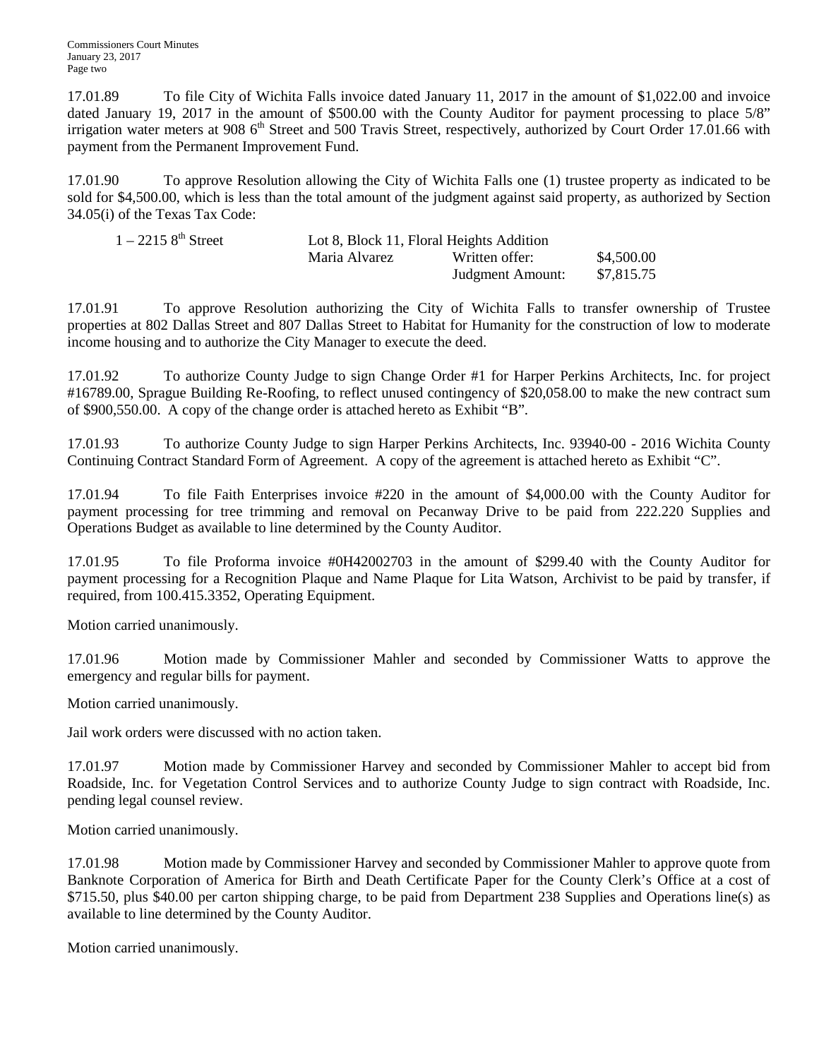17.01.89 To file City of Wichita Falls invoice dated January 11, 2017 in the amount of $1,022.00 and invoice dated January 19, 2017 in the amount of $500.00 with the County Auditor for payment processing to place 5/8" irrigation water meters at 908 6th Street and 500 Travis Street, respectively, authorized by Court Order 17.01.66 with payment from the Permanent Improvement Fund.

17.01.90 To approve Resolution allowing the City of Wichita Falls one (1) trustee property as indicated to be sold for $4,500.00, which is less than the total amount of the judgment against said property, as authorized by Section 34.05(i) of the Texas Tax Code:

| | | | |
|---|---|---|---|
| 1 – 2215 8th Street | Lot 8, Block 11, Floral Heights Addition | | |
| | Maria Alvarez | Written offer: | $4,500.00 |
| | | Judgment Amount: | $7,815.75 |

17.01.91 To approve Resolution authorizing the City of Wichita Falls to transfer ownership of Trustee properties at 802 Dallas Street and 807 Dallas Street to Habitat for Humanity for the construction of low to moderate income housing and to authorize the City Manager to execute the deed.

17.01.92 To authorize County Judge to sign Change Order #1 for Harper Perkins Architects, Inc. for project #16789.00, Sprague Building Re-Roofing, to reflect unused contingency of $20,058.00 to make the new contract sum of $900,550.00. A copy of the change order is attached hereto as Exhibit "B".

17.01.93 To authorize County Judge to sign Harper Perkins Architects, Inc. 93940-00 - 2016 Wichita County Continuing Contract Standard Form of Agreement. A copy of the agreement is attached hereto as Exhibit "C".

17.01.94 To file Faith Enterprises invoice #220 in the amount of $4,000.00 with the County Auditor for payment processing for tree trimming and removal on Pecanway Drive to be paid from 222.220 Supplies and Operations Budget as available to line determined by the County Auditor.

17.01.95 To file Proforma invoice #0H42002703 in the amount of $299.40 with the County Auditor for payment processing for a Recognition Plaque and Name Plaque for Lita Watson, Archivist to be paid by transfer, if required, from 100.415.3352, Operating Equipment.

Motion carried unanimously.

17.01.96 Motion made by Commissioner Mahler and seconded by Commissioner Watts to approve the emergency and regular bills for payment.

Motion carried unanimously.

Jail work orders were discussed with no action taken.

17.01.97 Motion made by Commissioner Harvey and seconded by Commissioner Mahler to accept bid from Roadside, Inc. for Vegetation Control Services and to authorize County Judge to sign contract with Roadside, Inc. pending legal counsel review.

Motion carried unanimously.

17.01.98 Motion made by Commissioner Harvey and seconded by Commissioner Mahler to approve quote from Banknote Corporation of America for Birth and Death Certificate Paper for the County Clerk's Office at a cost of $715.50, plus $40.00 per carton shipping charge, to be paid from Department 238 Supplies and Operations line(s) as available to line determined by the County Auditor.

Motion carried unanimously.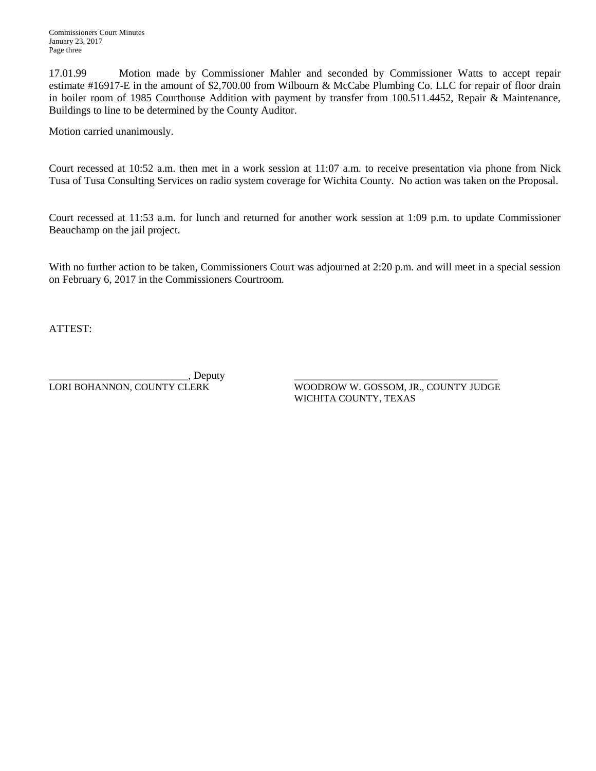17.01.99 Motion made by Commissioner Mahler and seconded by Commissioner Watts to accept repair estimate #16917-E in the amount of $2,700.00 from Wilbourn & McCabe Plumbing Co. LLC for repair of floor drain in boiler room of 1985 Courthouse Addition with payment by transfer from 100.511.4452, Repair & Maintenance, Buildings to line to be determined by the County Auditor.

Motion carried unanimously.

Court recessed at 10:52 a.m. then met in a work session at 11:07 a.m. to receive presentation via phone from Nick Tusa of Tusa Consulting Services on radio system coverage for Wichita County. No action was taken on the Proposal.

Court recessed at 11:53 a.m. for lunch and returned for another work session at 1:09 p.m. to update Commissioner Beauchamp on the jail project.

With no further action to be taken, Commissioners Court was adjourned at 2:20 p.m. and will meet in a special session on February 6, 2017 in the Commissioners Courtroom.

ATTEST:

__________________________, Deputy
LORI BOHANNON, COUNTY CLERK

________________________________________
WOODROW W. GOSSOM, JR., COUNTY JUDGE
WICHITA COUNTY, TEXAS